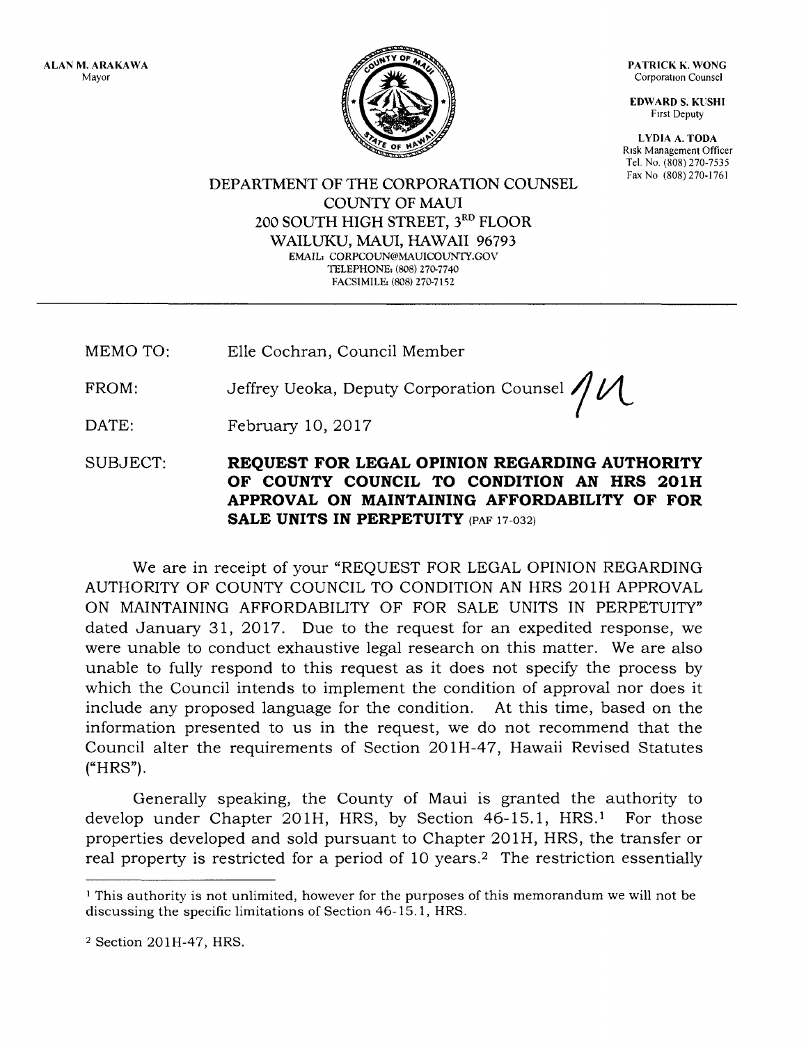ALAN M. ARAKAWA
Mayor

PATRICK K. WONG
Corporation Counsel

EDWARD S. KUSHI
First Deputy

LYDIA A. TODA
Risk Management Officer
Tel. No. (808) 270-7535
Fax No (808) 270-1761

DEPARTMENT OF THE CORPORATION COUNSEL
COUNTY OF MAUI
200 SOUTH HIGH STREET, 3RD FLOOR
WAILUKU, MAUI, HAWAII 96793
EMAIL: CORPCOUN@MAUICOUNTY.GOV
TELEPHONE: (808) 270-7740
FACSIMILE: (808) 270-7152

---

MEMO TO: Elle Cochran, Council Member

FROM: Jeffrey Ueoka, Deputy Corporation Counsel

DATE: February 10, 2017

SUBJECT: **REQUEST FOR LEGAL OPINION REGARDING AUTHORITY OF COUNTY COUNCIL TO CONDITION AN HRS 201H APPROVAL ON MAINTAINING AFFORDABILITY OF FOR SALE UNITS IN PERPETUITY** (PAF 17-032)

We are in receipt of your "REQUEST FOR LEGAL OPINION REGARDING AUTHORITY OF COUNTY COUNCIL TO CONDITION AN HRS 201H APPROVAL ON MAINTAINING AFFORDABILITY OF FOR SALE UNITS IN PERPETUITY" dated January 31, 2017. Due to the request for an expedited response, we were unable to conduct exhaustive legal research on this matter. We are also unable to fully respond to this request as it does not specify the process by which the Council intends to implement the condition of approval nor does it include any proposed language for the condition. At this time, based on the information presented to us in the request, we do not recommend that the Council alter the requirements of Section 201H-47, Hawaii Revised Statutes ("HRS").

Generally speaking, the County of Maui is granted the authority to develop under Chapter 201H, HRS, by Section 46-15.1, HRS.[1] For those properties developed and sold pursuant to Chapter 201H, HRS, the transfer or real property is restricted for a period of 10 years.[2] The restriction essentially

---

[1] This authority is not unlimited, however for the purposes of this memorandum we will not be discussing the specific limitations of Section 46-15.1, HRS.

[2] Section 201H-47, HRS.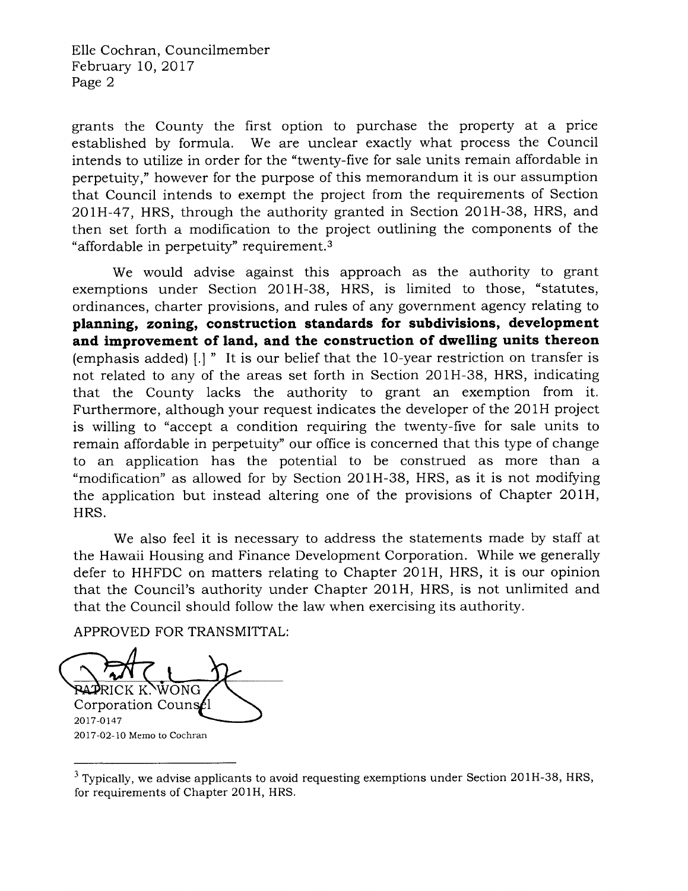grants the County the first option to purchase the property at a price established by formula. We are unclear exactly what process the Council intends to utilize in order for the "twenty-five for sale units remain affordable in perpetuity," however for the purpose of this memorandum it is our assumption that Council intends to exempt the project from the requirements of Section 201H-47, HRS, through the authority granted in Section 201H-38, HRS, and then set forth a modification to the project outlining the components of the "affordable in perpetuity" requirement.[3]

We would advise against this approach as the authority to grant exemptions under Section 201H-38, HRS, is limited to those, "statutes, ordinances, charter provisions, and rules of any government agency relating to **planning, zoning, construction standards for subdivisions, development and improvement of land, and the construction of dwelling units thereon** (emphasis added) [.] " It is our belief that the 10-year restriction on transfer is not related to any of the areas set forth in Section 201H-38, HRS, indicating that the County lacks the authority to grant an exemption from it. Furthermore, although your request indicates the developer of the 201H project is willing to "accept a condition requiring the twenty-five for sale units to remain affordable in perpetuity" our office is concerned that this type of change to an application has the potential to be construed as more than a "modification" as allowed for by Section 201H-38, HRS, as it is not modifying the application but instead altering one of the provisions of Chapter 201H, HRS.

We also feel it is necessary to address the statements made by staff at the Hawaii Housing and Finance Development Corporation. While we generally defer to HHFDC on matters relating to Chapter 201H, HRS, it is our opinion that the Council's authority under Chapter 201H, HRS, is not unlimited and that the Council should follow the law when exercising its authority.

APPROVED FOR TRANSMITTAL:

PATRICK K. WONG
Corporation Counsel

2017-0147
2017-02-10 Memo to Cochran

---

[3] Typically, we advise applicants to avoid requesting exemptions under Section 201H-38, HRS, for requirements of Chapter 201H, HRS.